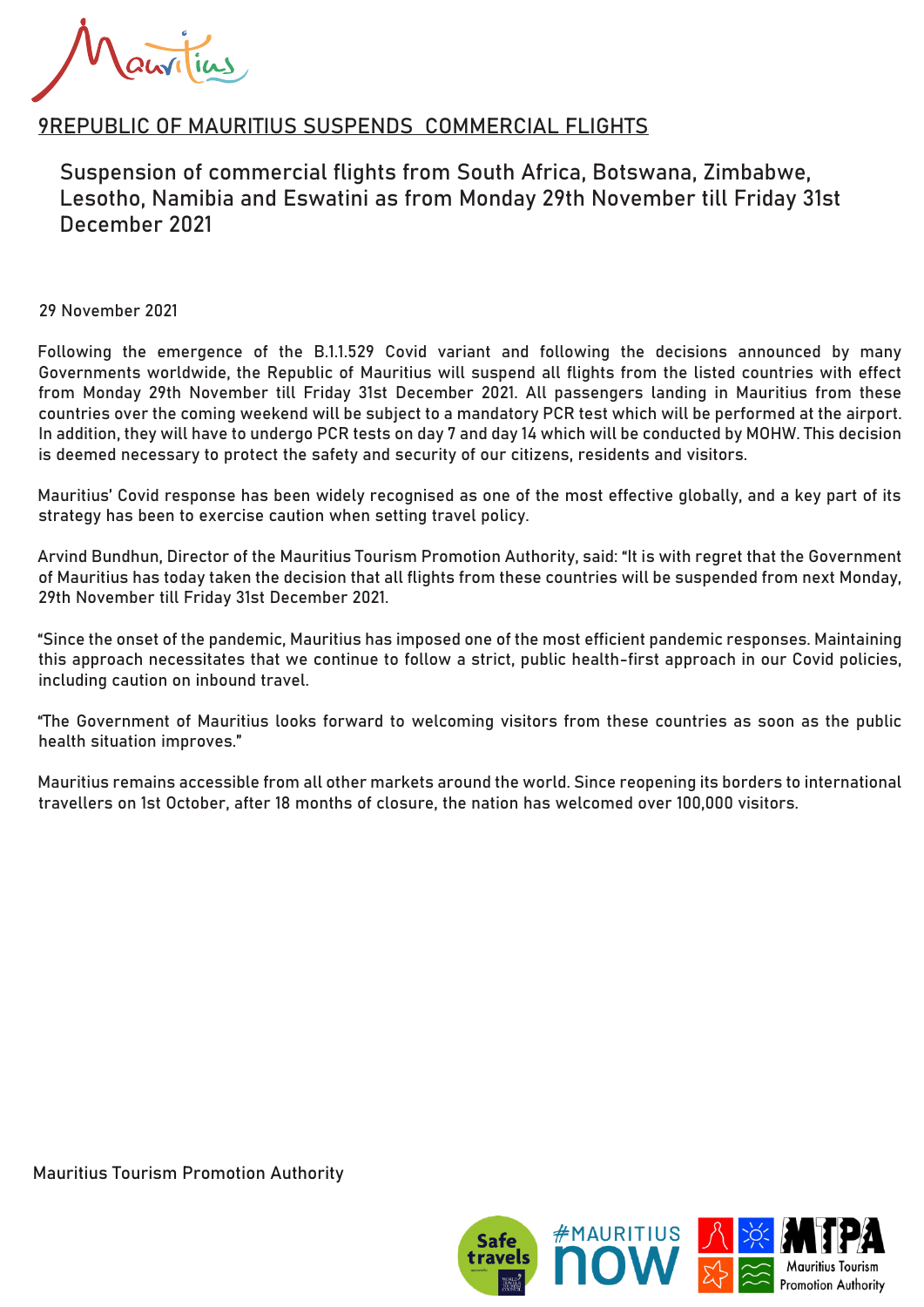# 9REPUBLIC OF MAURITIUS SUSPENDS COMMERCIAL FLIGHTS

## Suspension of commercial flights from South Africa, Botswana, Zimbabwe, Lesotho, Namibia and Eswatini as from Monday 29th November till Friday 31st December 2021

29 November 2021

Following the emergence of the B.1.1.529 Covid variant and following the decisions announced by many Governments worldwide, the Republic of Mauritius will suspend all flights from the listed countries with effect from Monday 29th November till Friday 31st December 2021. All passengers landing in Mauritius from these countries over the coming weekend will be subject to a mandatory PCR test which will be performed at the airport. In addition, they will have to undergo PCR tests on day 7 and day 14 which will be conducted by MOHW. This decision is deemed necessary to protect the safety and security of our citizens, residents and visitors.

Mauritius' Covid response has been widely recognised as one of the most effective globally, and a key part of its strategy has been to exercise caution when setting travel policy.

Arvind Bundhun, Director of the Mauritius Tourism Promotion Authority, said: "It is with regret that the Government of Mauritius has today taken the decision that all flights from these countries will be suspended from next Monday, 29th November till Friday 31st December 2021.

"Since the onset of the pandemic, Mauritius has imposed one of the most efficient pandemic responses. Maintaining this approach necessitates that we continue to follow a strict, public health-first approach in our Covid policies, including caution on inbound travel.

"The Government of Mauritius looks forward to welcoming visitors from these countries as soon as the public health situation improves."

Mauritius remains accessible from all other markets around the world. Since reopening its borders to international travellers on 1st October, after 18 months of closure, the nation has welcomed over 100,000 visitors.

Mauritius Tourism Promotion Authority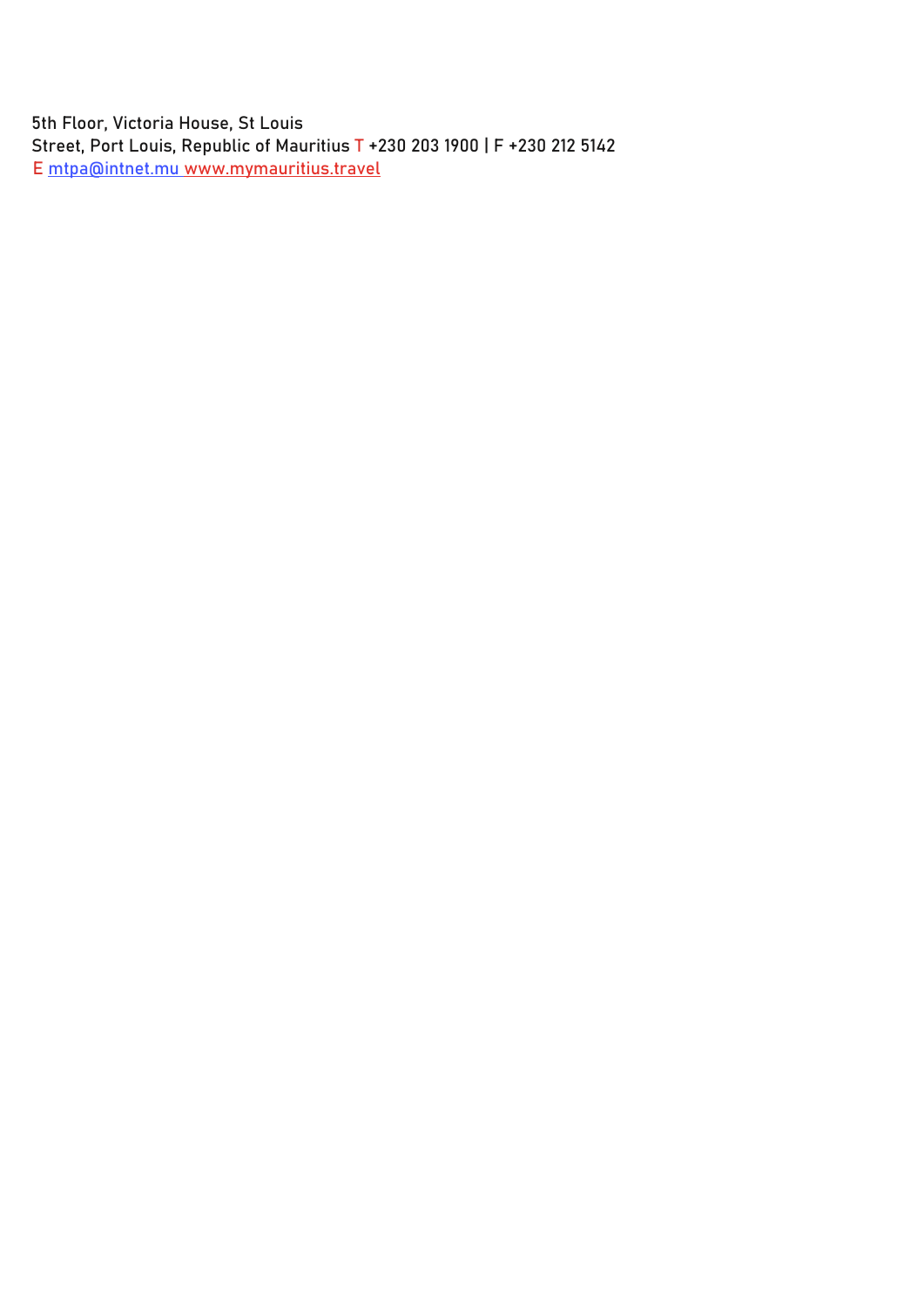5th Floor, Victoria House, St Louis
Street, Port Louis, Republic of Mauritius T +230 203 1900 | F +230 212 5142
E mtpa@intnet.mu www.mymauritius.travel